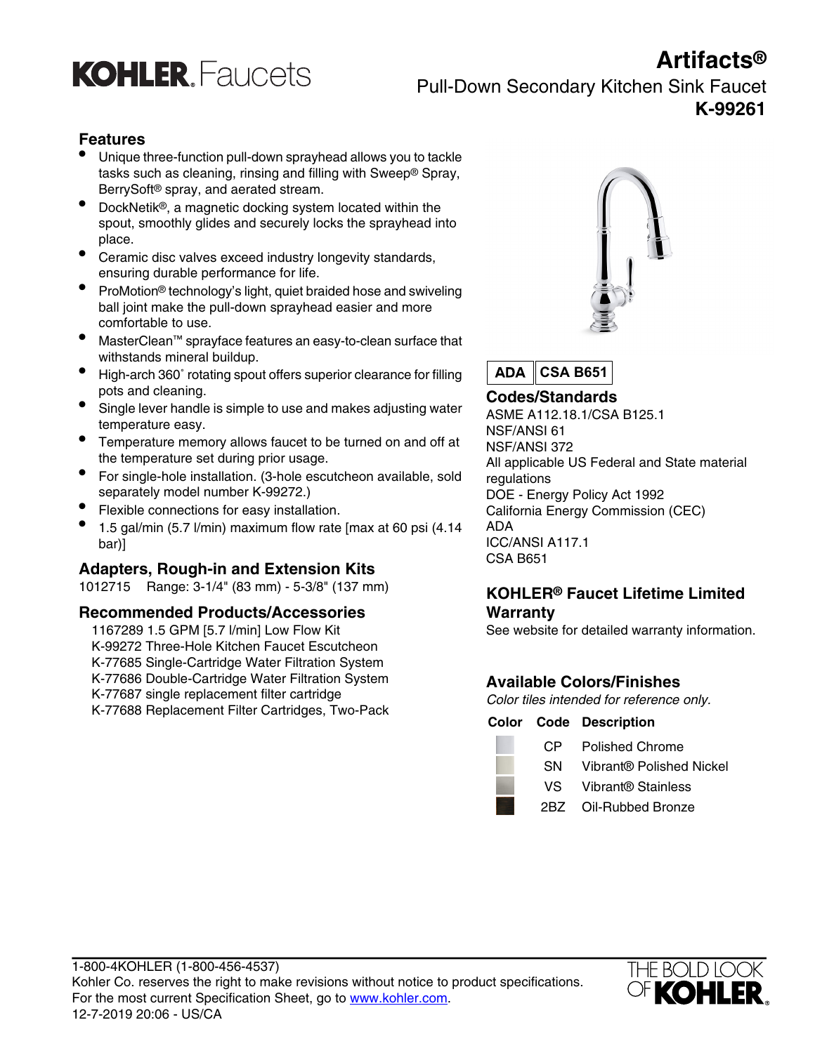# KOHLER. Faucets

# Artifacts®

## Pull-Down Secondary Kitchen Sink Faucet

## K-99261

### Features

- Unique three-function pull-down sprayhead allows you to tackle tasks such as cleaning, rinsing and filling with Sweep® Spray, BerrySoft® spray, and aerated stream.
- DockNetik®, a magnetic docking system located within the spout, smoothly glides and securely locks the sprayhead into place.
- Ceramic disc valves exceed industry longevity standards, ensuring durable performance for life.
- ProMotion® technology's light, quiet braided hose and swiveling ball joint make the pull-down sprayhead easier and more comfortable to use.
- MasterClean™ sprayface features an easy-to-clean surface that withstands mineral buildup.
- High-arch 360˚ rotating spout offers superior clearance for filling pots and cleaning.
- Single lever handle is simple to use and makes adjusting water temperature easy.
- Temperature memory allows faucet to be turned on and off at the temperature set during prior usage.
- For single-hole installation. (3-hole escutcheon available, sold separately model number K-99272.)
- Flexible connections for easy installation.
- 1.5 gal/min (5.7 l/min) maximum flow rate [max at 60 psi (4.14 bar)]

### Adapters, Rough-in and Extension Kits

1012715 Range: 3-1/4" (83 mm) - 5-3/8" (137 mm)

### Recommended Products/Accessories

1167289 1.5 GPM [5.7 l/min] Low Flow Kit
K-99272 Three-Hole Kitchen Faucet Escutcheon
K-77685 Single-Cartridge Water Filtration System
K-77686 Double-Cartridge Water Filtration System
K-77687 single replacement filter cartridge
K-77688 Replacement Filter Cartridges, Two-Pack

**ADA** | **CSA B651**

### Codes/Standards

ASME A112.18.1/CSA B125.1
NSF/ANSI 61
NSF/ANSI 372
All applicable US Federal and State material regulations
DOE - Energy Policy Act 1992
California Energy Commission (CEC)
ADA
ICC/ANSI A117.1
CSA B651

### KOHLER® Faucet Lifetime Limited Warranty

See website for detailed warranty information.

### Available Colors/Finishes

*Color tiles intended for reference only.*

| Color | Code | Description |
|---|---|---|
| | CP | Polished Chrome |
| | SN | Vibrant® Polished Nickel |
| | VS | Vibrant® Stainless |
| | 2BZ | Oil-Rubbed Bronze |

1-800-4KOHLER (1-800-456-4537)
Kohler Co. reserves the right to make revisions without notice to product specifications.
For the most current Specification Sheet, go to www.kohler.com.
12-7-2019 20:06 - US/CA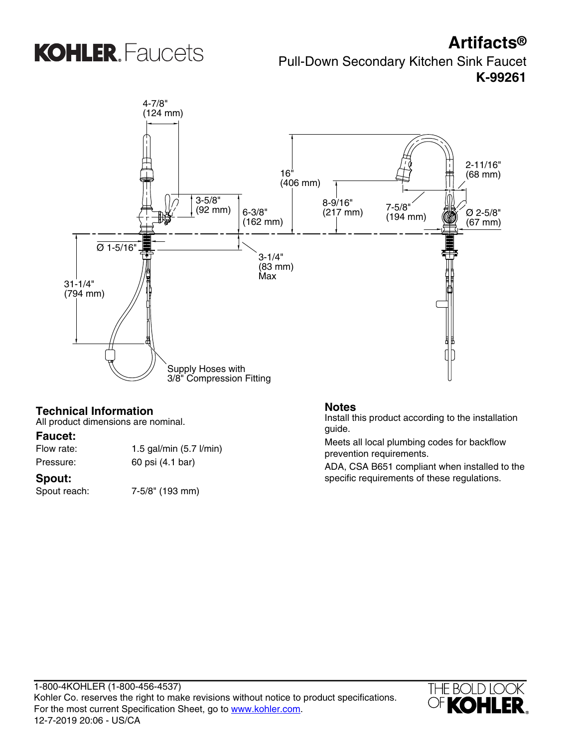# KOHLER. Faucets

## Artifacts®

Pull-Down Secondary Kitchen Sink Faucet

**K-99261**

4-7/8"
(124 mm)

3-5/8"
(92 mm)

6-3/8"
(162 mm)

16"
(406 mm)

8-9/16"
(217 mm)

7-5/8"
(194 mm)

2-11/16"
(68 mm)

Ø 2-5/8"
(67 mm)

Ø 1-5/16"

3-1/4"
(83 mm)
Max

31-1/4"
(794 mm)

Supply Hoses with
3/8" Compression Fitting

## Technical Information

All product dimensions are nominal.

### Faucet:

| | |
|---|---|
| Flow rate: | 1.5 gal/min (5.7 l/min) |
| Pressure: | 60 psi (4.1 bar) |

### Spout:

| | |
|---|---|
| Spout reach: | 7-5/8" (193 mm) |

## Notes

Install this product according to the installation guide.

Meets all local plumbing codes for backflow prevention requirements.

ADA, CSA B651 compliant when installed to the specific requirements of these regulations.

1-800-4KOHLER (1-800-456-4537)
Kohler Co. reserves the right to make revisions without notice to product specifications.
For the most current Specification Sheet, go to www.kohler.com.
12-7-2019 20:06 - US/CA

THE BOLD LOOK OF KOHLER.